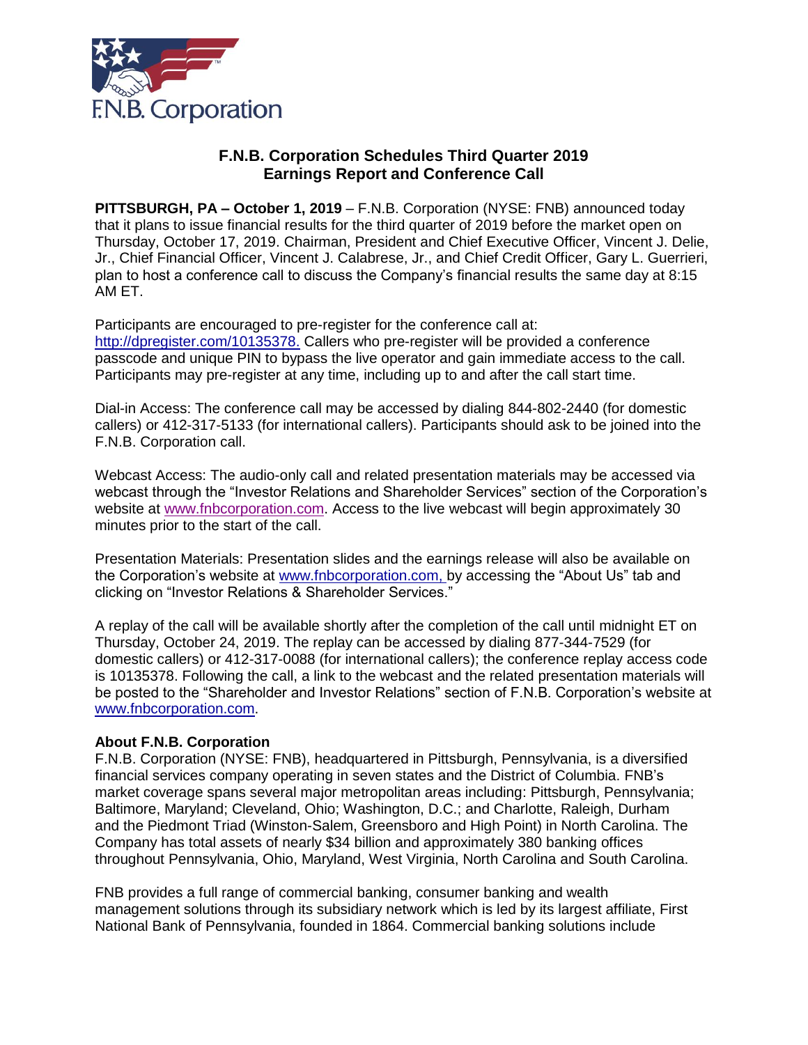# F.N.B. Corporation Schedules Third Quarter 2019 Earnings Report and Conference Call

**PITTSBURGH, PA – October 1, 2019** – F.N.B. Corporation (NYSE: FNB) announced today that it plans to issue financial results for the third quarter of 2019 before the market open on Thursday, October 17, 2019. Chairman, President and Chief Executive Officer, Vincent J. Delie, Jr., Chief Financial Officer, Vincent J. Calabrese, Jr., and Chief Credit Officer, Gary L. Guerrieri, plan to host a conference call to discuss the Company's financial results the same day at 8:15 AM ET.

Participants are encouraged to pre-register for the conference call at: http://dpregister.com/10135378. Callers who pre-register will be provided a conference passcode and unique PIN to bypass the live operator and gain immediate access to the call. Participants may pre-register at any time, including up to and after the call start time.

Dial-in Access: The conference call may be accessed by dialing 844-802-2440 (for domestic callers) or 412-317-5133 (for international callers). Participants should ask to be joined into the F.N.B. Corporation call.

Webcast Access: The audio-only call and related presentation materials may be accessed via webcast through the "Investor Relations and Shareholder Services" section of the Corporation's website at www.fnbcorporation.com. Access to the live webcast will begin approximately 30 minutes prior to the start of the call.

Presentation Materials: Presentation slides and the earnings release will also be available on the Corporation's website at www.fnbcorporation.com, by accessing the "About Us" tab and clicking on "Investor Relations & Shareholder Services."

A replay of the call will be available shortly after the completion of the call until midnight ET on Thursday, October 24, 2019. The replay can be accessed by dialing 877-344-7529 (for domestic callers) or 412-317-0088 (for international callers); the conference replay access code is 10135378. Following the call, a link to the webcast and the related presentation materials will be posted to the "Shareholder and Investor Relations" section of F.N.B. Corporation's website at www.fnbcorporation.com.

**About F.N.B. Corporation**

F.N.B. Corporation (NYSE: FNB), headquartered in Pittsburgh, Pennsylvania, is a diversified financial services company operating in seven states and the District of Columbia. FNB's market coverage spans several major metropolitan areas including: Pittsburgh, Pennsylvania; Baltimore, Maryland; Cleveland, Ohio; Washington, D.C.; and Charlotte, Raleigh, Durham and the Piedmont Triad (Winston-Salem, Greensboro and High Point) in North Carolina. The Company has total assets of nearly $34 billion and approximately 380 banking offices throughout Pennsylvania, Ohio, Maryland, West Virginia, North Carolina and South Carolina.

FNB provides a full range of commercial banking, consumer banking and wealth management solutions through its subsidiary network which is led by its largest affiliate, First National Bank of Pennsylvania, founded in 1864. Commercial banking solutions include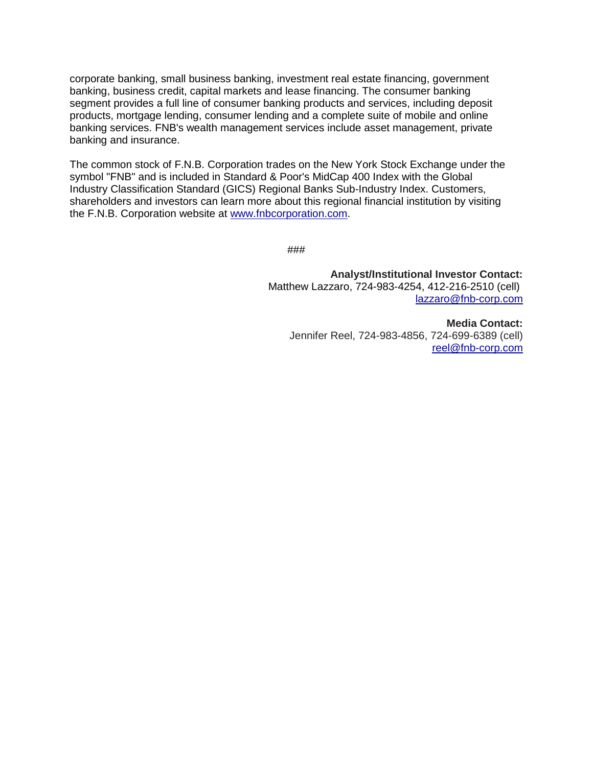corporate banking, small business banking, investment real estate financing, government banking, business credit, capital markets and lease financing. The consumer banking segment provides a full line of consumer banking products and services, including deposit products, mortgage lending, consumer lending and a complete suite of mobile and online banking services. FNB's wealth management services include asset management, private banking and insurance.

The common stock of F.N.B. Corporation trades on the New York Stock Exchange under the symbol "FNB" and is included in Standard & Poor's MidCap 400 Index with the Global Industry Classification Standard (GICS) Regional Banks Sub-Industry Index. Customers, shareholders and investors can learn more about this regional financial institution by visiting the F.N.B. Corporation website at www.fnbcorporation.com.

###

**Analyst/Institutional Investor Contact:**
Matthew Lazzaro, 724-983-4254, 412-216-2510 (cell)
lazzaro@fnb-corp.com

**Media Contact:**
Jennifer Reel, 724-983-4856, 724-699-6389 (cell)
reel@fnb-corp.com